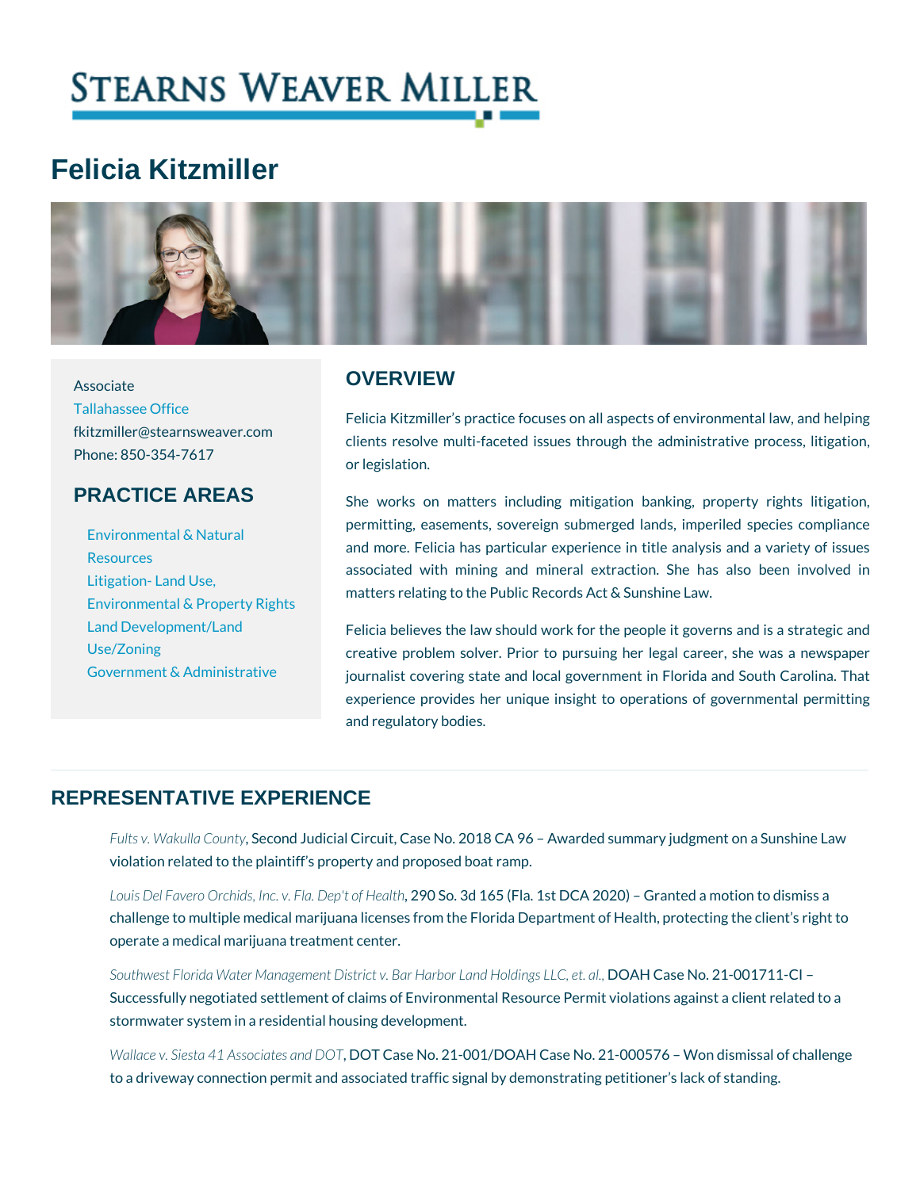# STEARNS WEAVER MILLER

# Felicia Kitzmiller

Associate
Tallahassee Office
fkitzmiller@stearnsweaver.com
Phone: 850-354-7617

## PRACTICE AREAS

- Environmental & Natural Resources
- Litigation- Land Use, Environmental & Property Rights
- Land Development/Land Use/Zoning
- Government & Administrative

## OVERVIEW

Felicia Kitzmiller's practice focuses on all aspects of environmental law, and helping clients resolve multi-faceted issues through the administrative process, litigation, or legislation.

She works on matters including mitigation banking, property rights litigation, permitting, easements, sovereign submerged lands, imperiled species compliance and more. Felicia has particular experience in title analysis and a variety of issues associated with mining and mineral extraction. She has also been involved in matters relating to the Public Records Act & Sunshine Law.

Felicia believes the law should work for the people it governs and is a strategic and creative problem solver. Prior to pursuing her legal career, she was a newspaper journalist covering state and local government in Florida and South Carolina. That experience provides her unique insight to operations of governmental permitting and regulatory bodies.

## REPRESENTATIVE EXPERIENCE

*Fults v. Wakulla County*, Second Judicial Circuit, Case No. 2018 CA 96 – Awarded summary judgment on a Sunshine Law violation related to the plaintiff's property and proposed boat ramp.

*Louis Del Favero Orchids, Inc. v. Fla. Dep't of Health*, 290 So. 3d 165 (Fla. 1st DCA 2020) – Granted a motion to dismiss a challenge to multiple medical marijuana licenses from the Florida Department of Health, protecting the client's right to operate a medical marijuana treatment center.

*Southwest Florida Water Management District v. Bar Harbor Land Holdings LLC, et. al.,* DOAH Case No. 21-001711-CI – Successfully negotiated settlement of claims of Environmental Resource Permit violations against a client related to a stormwater system in a residential housing development.

*Wallace v. Siesta 41 Associates and DOT*, DOT Case No. 21-001/DOAH Case No. 21-000576 – Won dismissal of challenge to a driveway connection permit and associated traffic signal by demonstrating petitioner's lack of standing.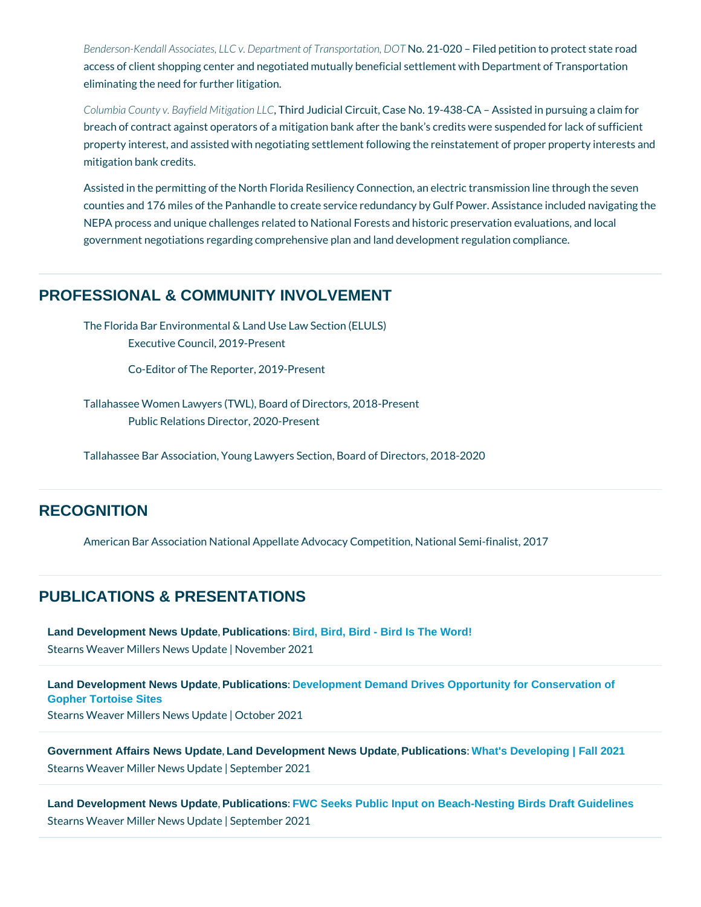*Benderson-Kendall Associates, LLC v. Department of Transportation, DOT* No. 21-020 – Filed petition to protect state road access of client shopping center and negotiated mutually beneficial settlement with Department of Transportation eliminating the need for further litigation.

*Columbia County v. Bayfield Mitigation LLC*, Third Judicial Circuit, Case No. 19-438-CA – Assisted in pursuing a claim for breach of contract against operators of a mitigation bank after the bank's credits were suspended for lack of sufficient property interest, and assisted with negotiating settlement following the reinstatement of proper property interests and mitigation bank credits.

Assisted in the permitting of the North Florida Resiliency Connection, an electric transmission line through the seven counties and 176 miles of the Panhandle to create service redundancy by Gulf Power. Assistance included navigating the NEPA process and unique challenges related to National Forests and historic preservation evaluations, and local government negotiations regarding comprehensive plan and land development regulation compliance.

## PROFESSIONAL & COMMUNITY INVOLVEMENT

The Florida Bar Environmental & Land Use Law Section (ELULS)

- Executive Council, 2019-Present
- Co-Editor of The Reporter, 2019-Present

Tallahassee Women Lawyers (TWL), Board of Directors, 2018-Present

- Public Relations Director, 2020-Present

Tallahassee Bar Association, Young Lawyers Section, Board of Directors, 2018-2020

## RECOGNITION

American Bar Association National Appellate Advocacy Competition, National Semi-finalist, 2017

## PUBLICATIONS & PRESENTATIONS

**Land Development News Update**, **Publications**: **Bird, Bird, Bird - Bird Is The Word!**
Stearns Weaver Millers News Update | November 2021

**Land Development News Update**, **Publications**: **Development Demand Drives Opportunity for Conservation of Gopher Tortoise Sites**
Stearns Weaver Millers News Update | October 2021

**Government Affairs News Update**, **Land Development News Update**, **Publications**: **What's Developing | Fall 2021**
Stearns Weaver Miller News Update | September 2021

**Land Development News Update**, **Publications**: **FWC Seeks Public Input on Beach-Nesting Birds Draft Guidelines**
Stearns Weaver Miller News Update | September 2021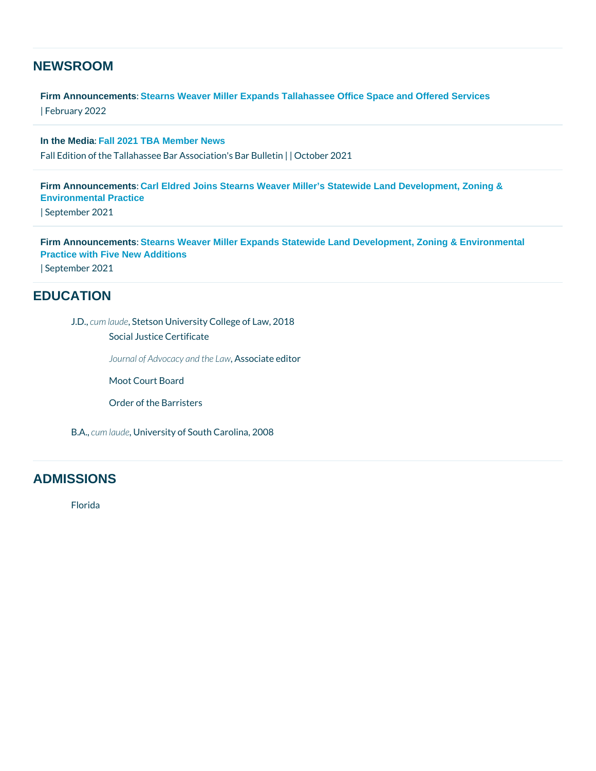## NEWSROOM

**Firm Announcements**: **Stearns Weaver Miller Expands Tallahassee Office Space and Offered Services**
| February 2022

**In the Media**: **Fall 2021 TBA Member News**
Fall Edition of the Tallahassee Bar Association's Bar Bulletin | | October 2021

**Firm Announcements**: **Carl Eldred Joins Stearns Weaver Miller's Statewide Land Development, Zoning & Environmental Practice**
| September 2021

**Firm Announcements**: **Stearns Weaver Miller Expands Statewide Land Development, Zoning & Environmental Practice with Five New Additions**
| September 2021

## EDUCATION

J.D., *cum laude*, Stetson University College of Law, 2018

- Social Justice Certificate
- *Journal of Advocacy and the Law*, Associate editor
- Moot Court Board
- Order of the Barristers

B.A., *cum laude*, University of South Carolina, 2008

## ADMISSIONS

Florida